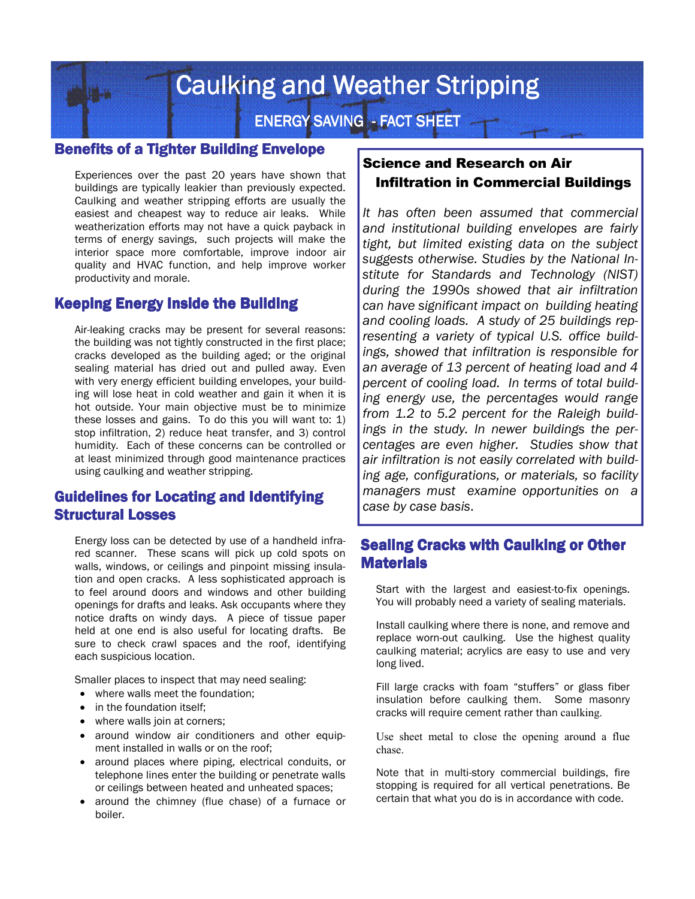# Caulking and Weather Stripping

ENERGY SAVING - FACT SHEET

## Benefits of a Tighter Building Envelope

Experiences over the past 20 years have shown that buildings are typically leakier than previously expected. Caulking and weather stripping efforts are usually the easiest and cheapest way to reduce air leaks. While weatherization efforts may not have a quick payback in terms of energy savings, such projects will make the interior space more comfortable, improve indoor air quality and HVAC function, and help improve worker productivity and morale.

## Keeping Energy Inside the Building

Air-leaking cracks may be present for several reasons: the building was not tightly constructed in the first place; cracks developed as the building aged; or the original sealing material has dried out and pulled away. Even with very energy efficient building envelopes, your building will lose heat in cold weather and gain it when it is hot outside. Your main objective must be to minimize these losses and gains. To do this you will want to: 1) stop infiltration, 2) reduce heat transfer, and 3) control humidity. Each of these concerns can be controlled or at least minimized through good maintenance practices using caulking and weather stripping.

## Guidelines for Locating and Identifying Structural Losses

Energy loss can be detected by use of a handheld infrared scanner. These scans will pick up cold spots on walls, windows, or ceilings and pinpoint missing insulation and open cracks. A less sophisticated approach is to feel around doors and windows and other building openings for drafts and leaks. Ask occupants where they notice drafts on windy days. A piece of tissue paper held at one end is also useful for locating drafts. Be sure to check crawl spaces and the roof, identifying each suspicious location.

Smaller places to inspect that may need sealing:

- where walls meet the foundation;
- in the foundation itself;
- where walls join at corners;
- around window air conditioners and other equipment installed in walls or on the roof;
- around places where piping, electrical conduits, or telephone lines enter the building or penetrate walls or ceilings between heated and unheated spaces;
- around the chimney (flue chase) of a furnace or boiler.

## Science and Research on Air Infiltration in Commercial Buildings

*It has often been assumed that commercial and institutional building envelopes are fairly tight, but limited existing data on the subject suggests otherwise. Studies by the National Institute for Standards and Technology (NIST) during the 1990s showed that air infiltration can have significant impact on building heating and cooling loads. A study of 25 buildings representing a variety of typical U.S. office buildings, showed that infiltration is responsible for an average of 13 percent of heating load and 4 percent of cooling load. In terms of total building energy use, the percentages would range from 1.2 to 5.2 percent for the Raleigh buildings in the study. In newer buildings the percentages are even higher. Studies show that air infiltration is not easily correlated with building age, configurations, or materials, so facility managers must examine opportunities on a case by case basis.*

## Sealing Cracks with Caulking or Other Materials

Start with the largest and easiest-to-fix openings. You will probably need a variety of sealing materials.

Install caulking where there is none, and remove and replace worn-out caulking. Use the highest quality caulking material; acrylics are easy to use and very long lived.

Fill large cracks with foam "stuffers" or glass fiber insulation before caulking them. Some masonry cracks will require cement rather than caulking.

Use sheet metal to close the opening around a flue chase.

Note that in multi-story commercial buildings, fire stopping is required for all vertical penetrations. Be certain that what you do is in accordance with code.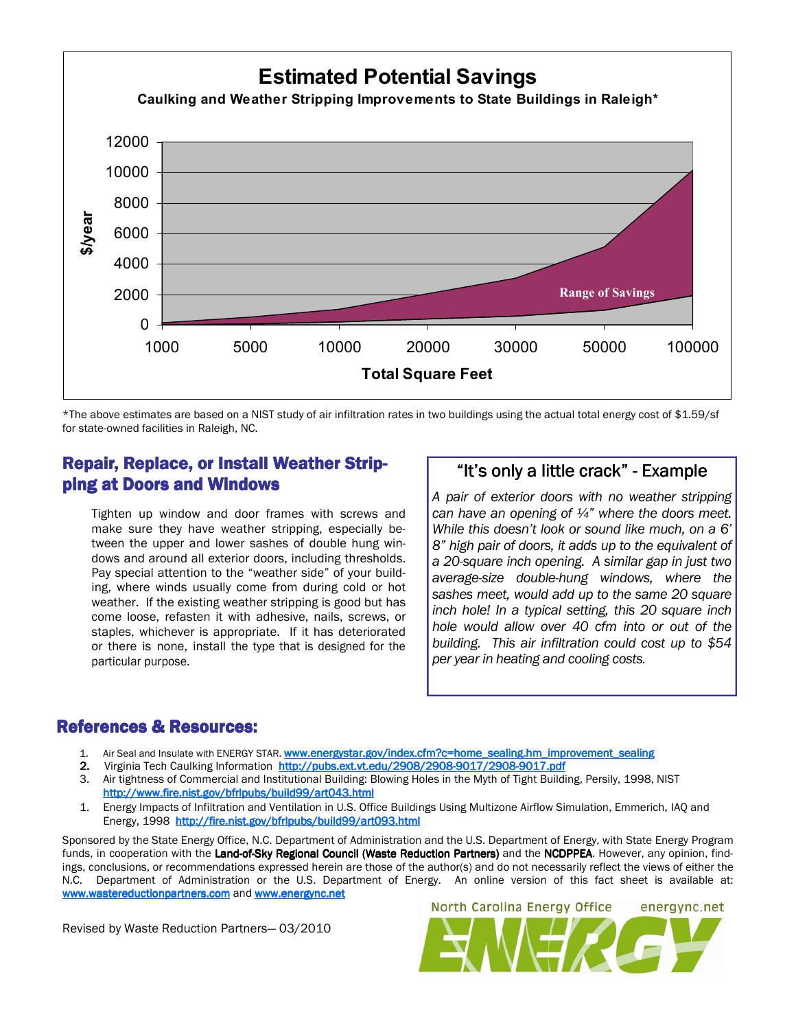**Estimated Potential Savings**

**Caulking and Weather Stripping Improvements to State Buildings in Raleigh***

$/year

12000
10000
8000
6000
4000
2000
0

1000 5000 10000 20000 30000 50000 100000

**Total Square Feet**

Range of Savings

*The above estimates are based on a NIST study of air infiltration rates in two buildings using the actual total energy cost of $1.59/sf for state-owned facilities in Raleigh, NC.

## Repair, Replace, or Install Weather Stripping at Doors and Windows

Tighten up window and door frames with screws and make sure they have weather stripping, especially between the upper and lower sashes of double hung windows and around all exterior doors, including thresholds. Pay special attention to the "weather side" of your building, where winds usually come from during cold or hot weather. If the existing weather stripping is good but has come loose, refasten it with adhesive, nails, screws, or staples, whichever is appropriate. If it has deteriorated or there is none, install the type that is designed for the particular purpose.

### "It's only a little crack" - Example

*A pair of exterior doors with no weather stripping can have an opening of ¼" where the doors meet. While this doesn't look or sound like much, on a 6' 8" high pair of doors, it adds up to the equivalent of a 20-square inch opening. A similar gap in just two average-size double-hung windows, where the sashes meet, would add up to the same 20 square inch hole! In a typical setting, this 20 square inch hole would allow over 40 cfm into or out of the building. This air infiltration could cost up to $54 per year in heating and cooling costs.*

## References & Resources:

1. Air Seal and Insulate with ENERGY STAR. www.energystar.gov/index.cfm?c=home_sealing.hm_improvement_sealing
2. Virginia Tech Caulking Information http://pubs.ext.vt.edu/2908/2908-9017/2908-9017.pdf
3. Air tightness of Commercial and Institutional Building: Blowing Holes in the Myth of Tight Building, Persily, 1998, NIST http://www.fire.nist.gov/bfrlpubs/build99/art043.html
1. Energy Impacts of Infiltration and Ventilation in U.S. Office Buildings Using Multizone Airflow Simulation, Emmerich, IAQ and Energy, 1998 http://fire.nist.gov/bfrlpubs/build99/art093.html

Sponsored by the State Energy Office, N.C. Department of Administration and the U.S. Department of Energy, with State Energy Program funds, in cooperation with the **Land-of-Sky Regional Council (Waste Reduction Partners)** and the **NCDPPEA**. However, any opinion, findings, conclusions, or recommendations expressed herein are those of the author(s) and do not necessarily reflect the views of either the N.C. Department of Administration or the U.S. Department of Energy. An online version of this fact sheet is available at: www.wastereductionpartners.com and www.energync.net

Revised by Waste Reduction Partners— 03/2010

North Carolina Energy Office energync.net

ENERGY